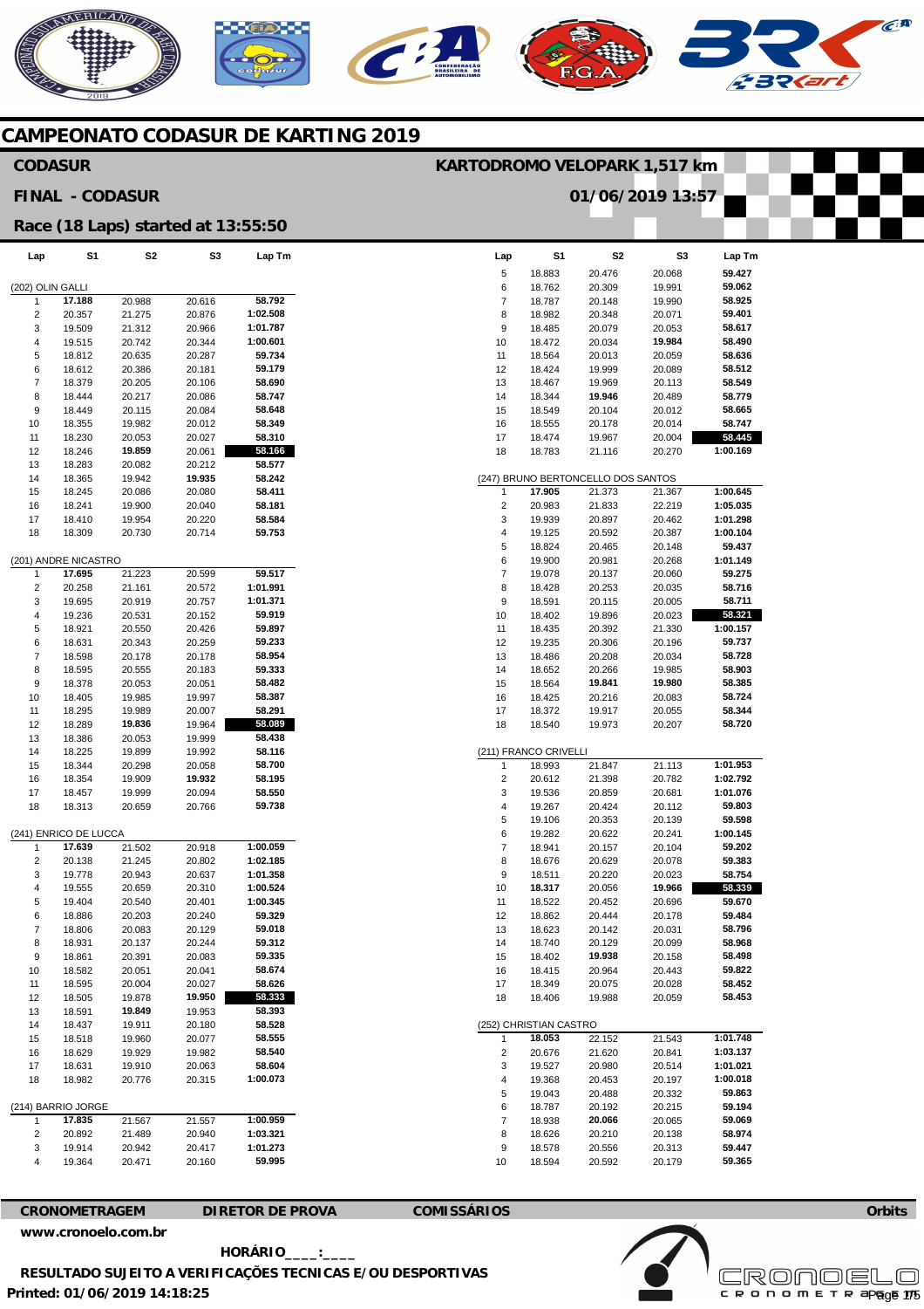# CAMPEONATO CODASUR DE KARTING 2019

## CODASUR

**KARTODROMO VELOPARK 1,517 km**

**FINAL - CODASUR**

**01/06/2019 13:57**

**Race (18 Laps) started at 13:55:50**

### (202) OLIN GALLI

| Lap | S1 | S2 | S3 | Lap Tm |
|---|---|---|---|---|
| 1 | **17.188** | 20.988 | 20.616 | **58.792** |
| 2 | 20.357 | 21.275 | 20.876 | **1:02.508** |
| 3 | 19.509 | 21.312 | 20.966 | **1:01.787** |
| 4 | 19.515 | 20.742 | 20.344 | **1:00.601** |
| 5 | 18.812 | 20.635 | 20.287 | **59.734** |
| 6 | 18.612 | 20.386 | 20.181 | **59.179** |
| 7 | 18.379 | 20.205 | 20.106 | **58.690** |
| 8 | 18.444 | 20.217 | 20.086 | **58.747** |
| 9 | 18.449 | 20.115 | 20.084 | **58.648** |
| 10 | 18.355 | 19.982 | 20.012 | **58.349** |
| 11 | 18.230 | 20.053 | 20.027 | **58.310** |
| 12 | 18.246 | **19.859** | 20.061 | **58.166** |
| 13 | 18.283 | 20.082 | 20.212 | **58.577** |
| 14 | 18.365 | 19.942 | **19.935** | **58.242** |
| 15 | 18.245 | 20.086 | 20.080 | **58.411** |
| 16 | 18.241 | 19.900 | 20.040 | **58.181** |
| 17 | 18.410 | 19.954 | 20.220 | **58.584** |
| 18 | 18.309 | 20.730 | 20.714 | **59.753** |

### (201) ANDRE NICASTRO

| Lap | S1 | S2 | S3 | Lap Tm |
|---|---|---|---|---|
| 1 | **17.695** | 21.223 | 20.599 | **59.517** |
| 2 | 20.258 | 21.161 | 20.572 | **1:01.991** |
| 3 | 19.695 | 20.919 | 20.757 | **1:01.371** |
| 4 | 19.236 | 20.531 | 20.152 | **59.919** |
| 5 | 18.921 | 20.550 | 20.426 | **59.897** |
| 6 | 18.631 | 20.343 | 20.259 | **59.233** |
| 7 | 18.598 | 20.178 | 20.178 | **58.954** |
| 8 | 18.595 | 20.555 | 20.183 | **59.333** |
| 9 | 18.378 | 20.053 | 20.051 | **58.482** |
| 10 | 18.405 | 19.985 | 19.997 | **58.387** |
| 11 | 18.295 | 19.989 | 20.007 | **58.291** |
| 12 | 18.289 | **19.836** | 19.964 | **58.089** |
| 13 | 18.386 | 20.053 | 19.999 | **58.438** |
| 14 | 18.225 | 19.899 | 19.992 | **58.116** |
| 15 | 18.344 | 20.298 | 20.058 | **58.700** |
| 16 | 18.354 | 19.909 | **19.932** | **58.195** |
| 17 | 18.457 | 19.999 | 20.094 | **58.550** |
| 18 | 18.313 | 20.659 | 20.766 | **59.738** |

### (241) ENRICO DE LUCCA

| Lap | S1 | S2 | S3 | Lap Tm |
|---|---|---|---|---|
| 1 | **17.639** | 21.502 | 20.918 | **1:00.059** |
| 2 | 20.138 | 21.245 | 20.802 | **1:02.185** |
| 3 | 19.778 | 20.943 | 20.637 | **1:01.358** |
| 4 | 19.555 | 20.659 | 20.310 | **1:00.524** |
| 5 | 19.404 | 20.540 | 20.401 | **1:00.345** |
| 6 | 18.886 | 20.203 | 20.240 | **59.329** |
| 7 | 18.806 | 20.083 | 20.129 | **59.018** |
| 8 | 18.931 | 20.137 | 20.244 | **59.312** |
| 9 | 18.861 | 20.391 | 20.083 | **59.335** |
| 10 | 18.582 | 20.051 | 20.041 | **58.674** |
| 11 | 18.595 | 20.004 | 20.027 | **58.626** |
| 12 | 18.505 | 19.878 | **19.950** | **58.333** |
| 13 | 18.591 | **19.849** | 19.953 | **58.393** |
| 14 | 18.437 | 19.911 | 20.180 | **58.528** |
| 15 | 18.518 | 19.960 | 20.077 | **58.555** |
| 16 | 18.629 | 19.929 | 19.982 | **58.540** |
| 17 | 18.631 | 19.910 | 20.063 | **58.604** |
| 18 | 18.982 | 20.776 | 20.315 | **1:00.073** |

### (214) BARRIO JORGE

| Lap | S1 | S2 | S3 | Lap Tm |
|---|---|---|---|---|
| 1 | **17.835** | 21.567 | 21.557 | **1:00.959** |
| 2 | 20.892 | 21.489 | 20.940 | **1:03.321** |
| 3 | 19.914 | 20.942 | 20.417 | **1:01.273** |
| 4 | 19.364 | 20.471 | 20.160 | **59.995** |
| 5 | 18.883 | 20.476 | 20.068 | **59.427** |
| 6 | 18.762 | 20.309 | 19.991 | **59.062** |
| 7 | 18.787 | 20.148 | 19.990 | **58.925** |
| 8 | 18.982 | 20.348 | 20.071 | **59.401** |
| 9 | 18.485 | 20.079 | 20.053 | **58.617** |
| 10 | 18.472 | 20.034 | **19.984** | **58.490** |
| 11 | 18.564 | 20.013 | 20.059 | **58.636** |
| 12 | 18.424 | 19.999 | 20.089 | **58.512** |
| 13 | 18.467 | 19.969 | 20.113 | **58.549** |
| 14 | 18.344 | **19.946** | 20.489 | **58.779** |
| 15 | 18.549 | 20.104 | 20.012 | **58.665** |
| 16 | 18.555 | 20.178 | 20.014 | **58.747** |
| 17 | 18.474 | 19.967 | 20.004 | **58.445** |
| 18 | 18.783 | 21.116 | 20.270 | **1:00.169** |

### (247) BRUNO BERTONCELLO DOS SANTOS

| Lap | S1 | S2 | S3 | Lap Tm |
|---|---|---|---|---|
| 1 | **17.905** | 21.373 | 21.367 | **1:00.645** |
| 2 | 20.983 | 21.833 | 22.219 | **1:05.035** |
| 3 | 19.939 | 20.897 | 20.462 | **1:01.298** |
| 4 | 19.125 | 20.592 | 20.387 | **1:00.104** |
| 5 | 18.824 | 20.465 | 20.148 | **59.437** |
| 6 | 19.900 | 20.981 | 20.268 | **1:01.149** |
| 7 | 19.078 | 20.137 | 20.060 | **59.275** |
| 8 | 18.428 | 20.253 | 20.035 | **58.716** |
| 9 | 18.591 | 20.115 | 20.005 | **58.711** |
| 10 | 18.402 | 19.896 | 20.023 | **58.321** |
| 11 | 18.435 | 20.392 | 21.330 | **1:00.157** |
| 12 | 19.235 | 20.306 | 20.196 | **59.737** |
| 13 | 18.486 | 20.208 | 20.034 | **58.728** |
| 14 | 18.652 | 20.266 | 19.985 | **58.903** |
| 15 | 18.564 | **19.841** | **19.980** | **58.385** |
| 16 | 18.425 | 20.216 | 20.083 | **58.724** |
| 17 | 18.372 | 19.917 | 20.055 | **58.344** |
| 18 | 18.540 | 19.973 | 20.207 | **58.720** |

### (211) FRANCO CRIVELLI

| Lap | S1 | S2 | S3 | Lap Tm |
|---|---|---|---|---|
| 1 | 18.993 | 21.847 | 21.113 | **1:01.953** |
| 2 | 20.612 | 21.398 | 20.782 | **1:02.792** |
| 3 | 19.536 | 20.859 | 20.681 | **1:01.076** |
| 4 | 19.267 | 20.424 | 20.112 | **59.803** |
| 5 | 19.106 | 20.353 | 20.139 | **59.598** |
| 6 | 19.282 | 20.622 | 20.241 | **1:00.145** |
| 7 | 18.941 | 20.157 | 20.104 | **59.202** |
| 8 | 18.676 | 20.629 | 20.078 | **59.383** |
| 9 | 18.511 | 20.220 | 20.023 | **58.754** |
| 10 | **18.317** | 20.056 | **19.966** | **58.339** |
| 11 | 18.522 | 20.452 | 20.696 | **59.670** |
| 12 | 18.862 | 20.444 | 20.178 | **59.484** |
| 13 | 18.623 | 20.142 | 20.031 | **58.796** |
| 14 | 18.740 | 20.129 | 20.099 | **58.968** |
| 15 | 18.402 | **19.938** | 20.158 | **58.498** |
| 16 | 18.415 | 20.964 | 20.443 | **59.822** |
| 17 | 18.349 | 20.075 | 20.028 | **58.452** |
| 18 | 18.406 | 19.988 | 20.059 | **58.453** |

### (252) CHRISTIAN CASTRO

| Lap | S1 | S2 | S3 | Lap Tm |
|---|---|---|---|---|
| 1 | **18.053** | 22.152 | 21.543 | **1:01.748** |
| 2 | 20.676 | 21.620 | 20.841 | **1:03.137** |
| 3 | 19.527 | 20.980 | 20.514 | **1:01.021** |
| 4 | 19.368 | 20.453 | 20.197 | **1:00.018** |
| 5 | 19.043 | 20.488 | 20.332 | **59.863** |
| 6 | 18.787 | 20.192 | 20.215 | **59.194** |
| 7 | 18.938 | **20.066** | 20.065 | **59.069** |
| 8 | 18.626 | 20.210 | 20.138 | **58.974** |
| 9 | 18.578 | 20.556 | 20.313 | **59.447** |
| 10 | 18.594 | 20.592 | 20.179 | **59.365** |

**CRONOMETRAGEM** www.cronoelo.com.br

**DIRETOR DE PROVA**

**COMISSÁRIOS**

**HORÁRIO____:____**

**RESULTADO SUJEITO A VERIFICAÇÕES TECNICAS E/OU DESPORTIVAS**

**Printed: 01/06/2019 14:18:25**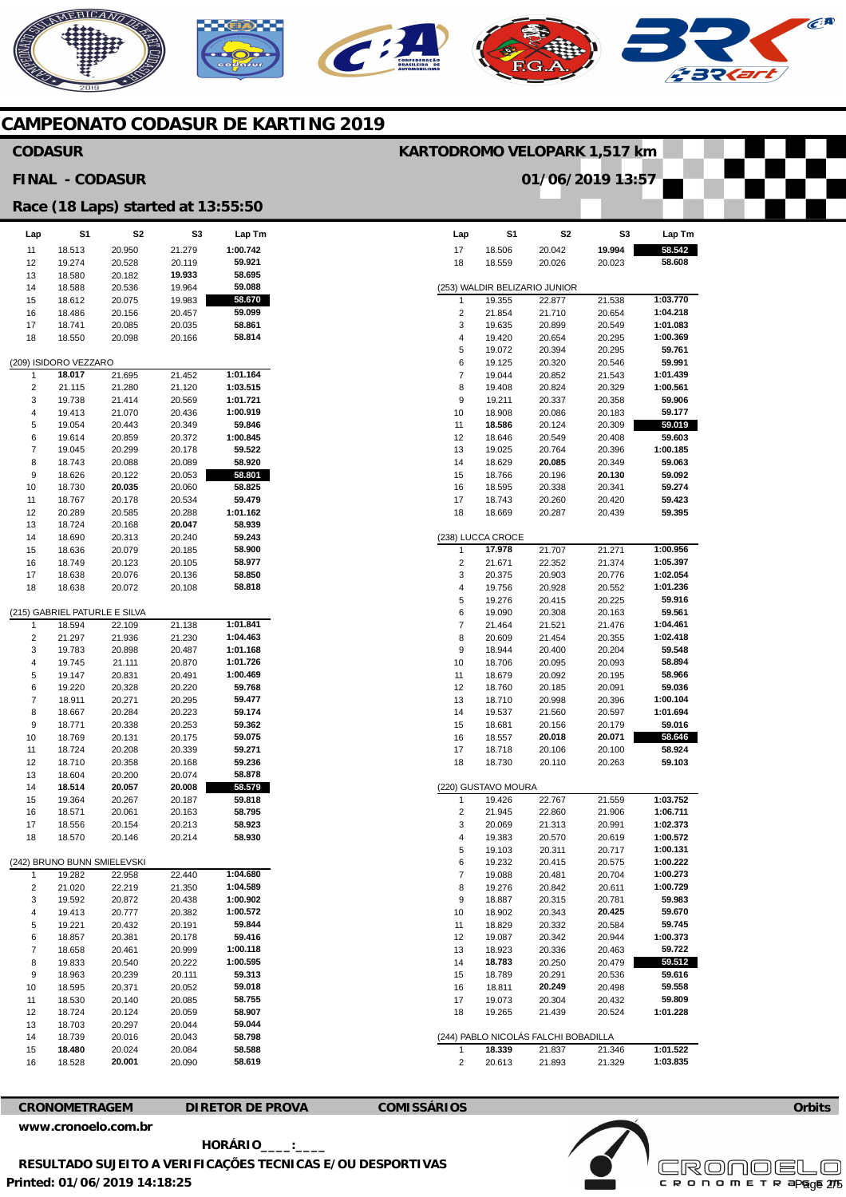# CAMPEONATO CODASUR DE KARTING 2019

## CODASUR

**KARTODROMO VELOPARK 1,517 km**

**FINAL - CODASUR**

**01/06/2019 13:57**

**Race (18 Laps) started at 13:55:50**

| Lap | S1 | S2 | S3 | Lap Tm |
|---|---|---|---|---|
| 11 | 18.513 | 20.950 | 21.279 | 1:00.742 |
| 12 | 19.274 | 20.528 | 20.119 | 59.921 |
| 13 | 18.580 | 20.182 | **19.933** | 58.695 |
| 14 | 18.588 | 20.536 | 19.964 | 59.088 |
| 15 | 18.612 | 20.075 | 19.983 | **58.670** |
| 16 | 18.486 | 20.156 | 20.457 | 59.099 |
| 17 | 18.741 | 20.085 | 20.035 | 58.861 |
| 18 | 18.550 | 20.098 | 20.166 | 58.814 |

(209) ISIDORO VEZZARO

| Lap | S1 | S2 | S3 | Lap Tm |
|---|---|---|---|---|
| 1 | **18.017** | 21.695 | 21.452 | 1:01.164 |
| 2 | 21.115 | 21.280 | 21.120 | 1:03.515 |
| 3 | 19.738 | 21.414 | 20.569 | 1:01.721 |
| 4 | 19.413 | 21.070 | 20.436 | 1:00.919 |
| 5 | 19.054 | 20.443 | 20.349 | 59.846 |
| 6 | 19.614 | 20.859 | 20.372 | 1:00.845 |
| 7 | 19.045 | 20.299 | 20.178 | 59.522 |
| 8 | 18.743 | 20.088 | 20.089 | 58.920 |
| 9 | 18.626 | 20.122 | 20.053 | **58.801** |
| 10 | 18.730 | **20.035** | 20.060 | 58.825 |
| 11 | 18.767 | 20.178 | 20.534 | 59.479 |
| 12 | 20.289 | 20.585 | 20.288 | 1:01.162 |
| 13 | 18.724 | 20.168 | **20.047** | 58.939 |
| 14 | 18.690 | 20.313 | 20.240 | 59.243 |
| 15 | 18.636 | 20.079 | 20.185 | 58.900 |
| 16 | 18.749 | 20.123 | 20.105 | 58.977 |
| 17 | 18.638 | 20.076 | 20.136 | 58.850 |
| 18 | 18.638 | 20.072 | 20.108 | 58.818 |

(215) GABRIEL PATURLE E SILVA

| Lap | S1 | S2 | S3 | Lap Tm |
|---|---|---|---|---|
| 1 | 18.594 | 22.109 | 21.138 | 1:01.841 |
| 2 | 21.297 | 21.936 | 21.230 | 1:04.463 |
| 3 | 19.783 | 20.898 | 20.487 | 1:01.168 |
| 4 | 19.745 | 21.111 | 20.870 | 1:01.726 |
| 5 | 19.147 | 20.831 | 20.491 | 1:00.469 |
| 6 | 19.220 | 20.328 | 20.220 | 59.768 |
| 7 | 18.911 | 20.271 | 20.295 | 59.477 |
| 8 | 18.667 | 20.284 | 20.223 | 59.174 |
| 9 | 18.771 | 20.338 | 20.253 | 59.362 |
| 10 | 18.769 | 20.131 | 20.175 | 59.075 |
| 11 | 18.724 | 20.208 | 20.339 | 59.271 |
| 12 | 18.710 | 20.358 | 20.168 | 59.236 |
| 13 | 18.604 | 20.200 | 20.074 | 58.878 |
| 14 | **18.514** | **20.057** | **20.008** | **58.579** |
| 15 | 19.364 | 20.267 | 20.187 | 59.818 |
| 16 | 18.571 | 20.061 | 20.163 | 58.795 |
| 17 | 18.556 | 20.154 | 20.213 | 58.923 |
| 18 | 18.570 | 20.146 | 20.214 | 58.930 |

(242) BRUNO BUNN SMIELEVSKI

| Lap | S1 | S2 | S3 | Lap Tm |
|---|---|---|---|---|
| 1 | 19.282 | 22.958 | 22.440 | 1:04.680 |
| 2 | 21.020 | 22.219 | 21.350 | 1:04.589 |
| 3 | 19.592 | 20.872 | 20.438 | 1:00.902 |
| 4 | 19.413 | 20.777 | 20.382 | 1:00.572 |
| 5 | 19.221 | 20.432 | 20.191 | 59.844 |
| 6 | 18.857 | 20.381 | 20.178 | 59.416 |
| 7 | 18.658 | 20.461 | 20.999 | 1:00.118 |
| 8 | 19.833 | 20.540 | 20.222 | 1:00.595 |
| 9 | 18.963 | 20.239 | 20.111 | 59.313 |
| 10 | 18.595 | 20.371 | 20.052 | 59.018 |
| 11 | 18.530 | 20.140 | 20.085 | 58.755 |
| 12 | 18.724 | 20.124 | 20.059 | 58.907 |
| 13 | 18.703 | 20.297 | 20.044 | 59.044 |
| 14 | 18.739 | 20.016 | 20.043 | 58.798 |
| 15 | **18.480** | 20.024 | 20.084 | 58.588 |
| 16 | 18.528 | **20.001** | 20.090 | 58.619 |
| 17 | 18.506 | 20.042 | **19.994** | **58.542** |
| 18 | 18.559 | 20.026 | 20.023 | 58.608 |

(253) WALDIR BELIZARIO JUNIOR

| Lap | S1 | S2 | S3 | Lap Tm |
|---|---|---|---|---|
| 1 | 19.355 | 22.877 | 21.538 | 1:03.770 |
| 2 | 21.854 | 21.710 | 20.654 | 1:04.218 |
| 3 | 19.635 | 20.899 | 20.549 | 1:01.083 |
| 4 | 19.420 | 20.654 | 20.295 | 1:00.369 |
| 5 | 19.072 | 20.394 | 20.295 | 59.761 |
| 6 | 19.125 | 20.320 | 20.546 | 59.991 |
| 7 | 19.044 | 20.852 | 21.543 | 1:01.439 |
| 8 | 19.408 | 20.824 | 20.329 | 1:00.561 |
| 9 | 19.211 | 20.337 | 20.358 | 59.906 |
| 10 | 18.908 | 20.086 | 20.183 | 59.177 |
| 11 | **18.586** | 20.124 | 20.309 | **59.019** |
| 12 | 18.646 | 20.549 | 20.408 | 59.603 |
| 13 | 19.025 | 20.764 | 20.396 | 1:00.185 |
| 14 | 18.629 | **20.085** | 20.349 | 59.063 |
| 15 | 18.766 | 20.196 | **20.130** | 59.092 |
| 16 | 18.595 | 20.338 | 20.341 | 59.274 |
| 17 | 18.743 | 20.260 | 20.420 | 59.423 |
| 18 | 18.669 | 20.287 | 20.439 | 59.395 |

(238) LUCCA CROCE

| Lap | S1 | S2 | S3 | Lap Tm |
|---|---|---|---|---|
| 1 | **17.978** | 21.707 | 21.271 | 1:00.956 |
| 2 | 21.671 | 22.352 | 21.374 | 1:05.397 |
| 3 | 20.375 | 20.903 | 20.776 | 1:02.054 |
| 4 | 19.756 | 20.928 | 20.552 | 1:01.236 |
| 5 | 19.276 | 20.415 | 20.225 | 59.916 |
| 6 | 19.090 | 20.308 | 20.163 | 59.561 |
| 7 | 21.464 | 21.521 | 21.476 | 1:04.461 |
| 8 | 20.609 | 21.454 | 20.355 | 1:02.418 |
| 9 | 18.944 | 20.400 | 20.204 | 59.548 |
| 10 | 18.706 | 20.095 | 20.093 | 58.894 |
| 11 | 18.679 | 20.092 | 20.195 | 58.966 |
| 12 | 18.760 | 20.185 | 20.091 | 59.036 |
| 13 | 18.710 | 20.998 | 20.396 | 1:00.104 |
| 14 | 19.537 | 21.560 | 20.597 | 1:01.694 |
| 15 | 18.681 | 20.156 | 20.179 | 59.016 |
| 16 | 18.557 | **20.018** | **20.071** | **58.646** |
| 17 | 18.718 | 20.106 | 20.100 | 58.924 |
| 18 | 18.730 | 20.110 | 20.263 | 59.103 |

(220) GUSTAVO MOURA

| Lap | S1 | S2 | S3 | Lap Tm |
|---|---|---|---|---|
| 1 | 19.426 | 22.767 | 21.559 | 1:03.752 |
| 2 | 21.945 | 22.860 | 21.906 | 1:06.711 |
| 3 | 20.069 | 21.313 | 20.991 | 1:02.373 |
| 4 | 19.383 | 20.570 | 20.619 | 1:00.572 |
| 5 | 19.103 | 20.311 | 20.717 | 1:00.131 |
| 6 | 19.232 | 20.415 | 20.575 | 1:00.222 |
| 7 | 19.088 | 20.481 | 20.704 | 1:00.273 |
| 8 | 19.276 | 20.842 | 20.611 | 1:00.729 |
| 9 | 18.887 | 20.315 | 20.781 | 59.983 |
| 10 | 18.902 | 20.343 | **20.425** | 59.670 |
| 11 | 18.829 | 20.332 | 20.584 | 59.745 |
| 12 | 19.087 | 20.342 | 20.944 | 1:00.373 |
| 13 | 18.923 | 20.336 | 20.463 | 59.722 |
| 14 | **18.783** | 20.250 | 20.479 | **59.512** |
| 15 | 18.789 | 20.291 | 20.536 | 59.616 |
| 16 | 18.811 | **20.249** | 20.498 | 59.558 |
| 17 | 19.073 | 20.304 | 20.432 | 59.809 |
| 18 | 19.265 | 21.439 | 20.524 | 1:01.228 |

(244) PABLO NICOLÁS FALCHI BOBADILLA

| Lap | S1 | S2 | S3 | Lap Tm |
|---|---|---|---|---|
| 1 | **18.339** | 21.837 | 21.346 | 1:01.522 |
| 2 | 20.613 | 21.893 | 21.329 | 1:03.835 |

**CRONOMETRAGEM** | **DIRETOR DE PROVA** | **COMISSÁRIOS** | **Orbits**

**www.cronoelo.com.br**

**HORÁRIO____:____**

**RESULTADO SUJEITO A VERIFICAÇÕES TECNICAS E/OU DESPORTIVAS**

**Printed: 01/06/2019 14:18:25**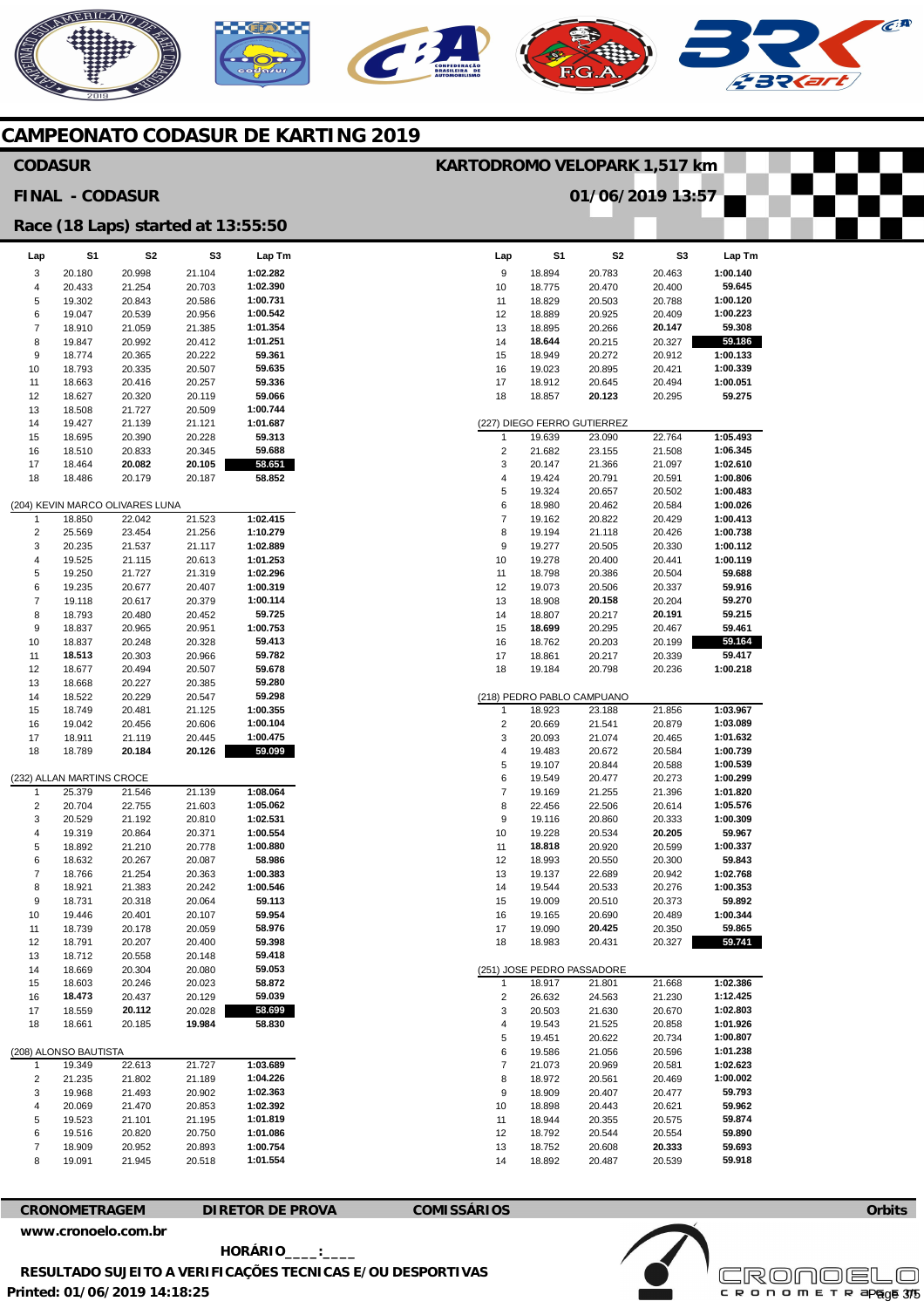# CAMPEONATO CODASUR DE KARTING 2019

## CODASUR

## FINAL - CODASUR

## Race (18 Laps) started at 13:55:50

**KARTODROMO VELOPARK 1,517 km**

**01/06/2019 13:57**

| Lap | S1 | S2 | S3 | Lap Tm |
|---|---|---|---|---|
| 3 | 20.180 | 20.998 | 21.104 | 1:02.282 |
| 4 | 20.433 | 21.254 | 20.703 | 1:02.390 |
| 5 | 19.302 | 20.843 | 20.586 | 1:00.731 |
| 6 | 19.047 | 20.539 | 20.956 | 1:00.542 |
| 7 | 18.910 | 21.059 | 21.385 | 1:01.354 |
| 8 | 19.847 | 20.992 | 20.412 | 1:01.251 |
| 9 | 18.774 | 20.365 | 20.222 | 59.361 |
| 10 | 18.793 | 20.335 | 20.507 | 59.635 |
| 11 | 18.663 | 20.416 | 20.257 | 59.336 |
| 12 | 18.627 | 20.320 | 20.119 | 59.066 |
| 13 | 18.508 | 21.727 | 20.509 | 1:00.744 |
| 14 | 19.427 | 21.139 | 21.121 | 1:01.687 |
| 15 | 18.695 | 20.390 | 20.228 | 59.313 |
| 16 | 18.510 | 20.833 | 20.345 | 59.688 |
| 17 | 18.464 | **20.082** | **20.105** | **58.651** |
| 18 | 18.486 | 20.179 | 20.187 | 58.852 |

(204) KEVIN MARCO OLIVARES LUNA

| Lap | S1 | S2 | S3 | Lap Tm |
|---|---|---|---|---|
| 1 | 18.850 | 22.042 | 21.523 | 1:02.415 |
| 2 | 25.569 | 23.454 | 21.256 | 1:10.279 |
| 3 | 20.235 | 21.537 | 21.117 | 1:02.889 |
| 4 | 19.525 | 21.115 | 20.613 | 1:01.253 |
| 5 | 19.250 | 21.727 | 21.319 | 1:02.296 |
| 6 | 19.235 | 20.677 | 20.407 | 1:00.319 |
| 7 | 19.118 | 20.617 | 20.379 | 1:00.114 |
| 8 | 18.793 | 20.480 | 20.452 | 59.725 |
| 9 | 18.837 | 20.965 | 20.951 | 1:00.753 |
| 10 | 18.837 | 20.248 | 20.328 | 59.413 |
| 11 | **18.513** | 20.303 | 20.966 | 59.782 |
| 12 | 18.677 | 20.494 | 20.507 | 59.678 |
| 13 | 18.668 | 20.227 | 20.385 | 59.280 |
| 14 | 18.522 | 20.229 | 20.547 | 59.298 |
| 15 | 18.749 | 20.481 | 21.125 | 1:00.355 |
| 16 | 19.042 | 20.456 | 20.606 | 1:00.104 |
| 17 | 18.911 | 21.119 | 20.445 | 1:00.475 |
| 18 | 18.789 | **20.184** | **20.126** | **59.099** |

(232) ALLAN MARTINS CROCE

| Lap | S1 | S2 | S3 | Lap Tm |
|---|---|---|---|---|
| 1 | 25.379 | 21.546 | 21.139 | 1:08.064 |
| 2 | 20.704 | 22.755 | 21.603 | 1:05.062 |
| 3 | 20.529 | 21.192 | 20.810 | 1:02.531 |
| 4 | 19.319 | 20.864 | 20.371 | 1:00.554 |
| 5 | 18.892 | 21.210 | 20.778 | 1:00.880 |
| 6 | 18.632 | 20.267 | 20.087 | 58.986 |
| 7 | 18.766 | 21.254 | 20.363 | 1:00.383 |
| 8 | 18.921 | 21.383 | 20.242 | 1:00.546 |
| 9 | 18.731 | 20.318 | 20.064 | 59.113 |
| 10 | 19.446 | 20.401 | 20.107 | 59.954 |
| 11 | 18.739 | 20.178 | 20.059 | 58.976 |
| 12 | 18.791 | 20.207 | 20.400 | 59.398 |
| 13 | 18.712 | 20.558 | 20.148 | 59.418 |
| 14 | 18.669 | 20.304 | 20.080 | 59.053 |
| 15 | 18.603 | 20.246 | 20.023 | 58.872 |
| 16 | **18.473** | 20.437 | 20.129 | 59.039 |
| 17 | 18.559 | **20.112** | 20.028 | **58.699** |
| 18 | 18.661 | 20.185 | **19.984** | 58.830 |

(208) ALONSO BAUTISTA

| Lap | S1 | S2 | S3 | Lap Tm |
|---|---|---|---|---|
| 1 | 19.349 | 22.613 | 21.727 | 1:03.689 |
| 2 | 21.235 | 21.802 | 21.189 | 1:04.226 |
| 3 | 19.968 | 21.493 | 20.902 | 1:02.363 |
| 4 | 20.069 | 21.470 | 20.853 | 1:02.392 |
| 5 | 19.523 | 21.101 | 21.195 | 1:01.819 |
| 6 | 19.516 | 20.820 | 20.750 | 1:01.086 |
| 7 | 18.909 | 20.952 | 20.893 | 1:00.754 |
| 8 | 19.091 | 21.945 | 20.518 | 1:01.554 |
| 9 | 18.894 | 20.783 | 20.463 | 1:00.140 |
| 10 | 18.775 | 20.470 | 20.400 | 59.645 |
| 11 | 18.829 | 20.503 | 20.788 | 1:00.120 |
| 12 | 18.889 | 20.925 | 20.409 | 1:00.223 |
| 13 | 18.895 | 20.266 | **20.147** | 59.308 |
| 14 | **18.644** | 20.215 | 20.327 | **59.186** |
| 15 | 18.949 | 20.272 | 20.912 | 1:00.133 |
| 16 | 19.023 | 20.895 | 20.421 | 1:00.339 |
| 17 | 18.912 | 20.645 | 20.494 | 1:00.051 |
| 18 | 18.857 | **20.123** | 20.295 | 59.275 |

(227) DIEGO FERRO GUTIERREZ

| Lap | S1 | S2 | S3 | Lap Tm |
|---|---|---|---|---|
| 1 | 19.639 | 23.090 | 22.764 | 1:05.493 |
| 2 | 21.682 | 23.155 | 21.508 | 1:06.345 |
| 3 | 20.147 | 21.366 | 21.097 | 1:02.610 |
| 4 | 19.424 | 20.791 | 20.591 | 1:00.806 |
| 5 | 19.324 | 20.657 | 20.502 | 1:00.483 |
| 6 | 18.980 | 20.462 | 20.584 | 1:00.026 |
| 7 | 19.162 | 20.822 | 20.429 | 1:00.413 |
| 8 | 19.194 | 21.118 | 20.426 | 1:00.738 |
| 9 | 19.277 | 20.505 | 20.330 | 1:00.112 |
| 10 | 19.278 | 20.400 | 20.441 | 1:00.119 |
| 11 | 18.798 | 20.386 | 20.504 | 59.688 |
| 12 | 19.073 | 20.506 | 20.337 | 59.916 |
| 13 | 18.908 | **20.158** | 20.204 | 59.270 |
| 14 | 18.807 | 20.217 | **20.191** | 59.215 |
| 15 | **18.699** | 20.295 | 20.467 | 59.461 |
| 16 | 18.762 | 20.203 | 20.199 | **59.164** |
| 17 | 18.861 | 20.217 | 20.339 | 59.417 |
| 18 | 19.184 | 20.798 | 20.236 | 1:00.218 |

(218) PEDRO PABLO CAMPUANO

| Lap | S1 | S2 | S3 | Lap Tm |
|---|---|---|---|---|
| 1 | 18.923 | 23.188 | 21.856 | 1:03.967 |
| 2 | 20.669 | 21.541 | 20.879 | 1:03.089 |
| 3 | 20.093 | 21.074 | 20.465 | 1:01.632 |
| 4 | 19.483 | 20.672 | 20.584 | 1:00.739 |
| 5 | 19.107 | 20.844 | 20.588 | 1:00.539 |
| 6 | 19.549 | 20.477 | 20.273 | 1:00.299 |
| 7 | 19.169 | 21.255 | 21.396 | 1:01.820 |
| 8 | 22.456 | 22.506 | 20.614 | 1:05.576 |
| 9 | 19.116 | 20.860 | 20.333 | 1:00.309 |
| 10 | 19.228 | 20.534 | **20.205** | 59.967 |
| 11 | **18.818** | 20.920 | 20.599 | 1:00.337 |
| 12 | 18.993 | 20.550 | 20.300 | 59.843 |
| 13 | 19.137 | 22.689 | 20.942 | 1:02.768 |
| 14 | 19.544 | 20.533 | 20.276 | 1:00.353 |
| 15 | 19.009 | 20.510 | 20.373 | 59.892 |
| 16 | 19.165 | 20.690 | 20.489 | 1:00.344 |
| 17 | 19.090 | **20.425** | 20.350 | 59.865 |
| 18 | 18.983 | 20.431 | 20.327 | **59.741** |

(251) JOSE PEDRO PASSADORE

| Lap | S1 | S2 | S3 | Lap Tm |
|---|---|---|---|---|
| 1 | 18.917 | 21.801 | 21.668 | 1:02.386 |
| 2 | 26.632 | 24.563 | 21.230 | 1:12.425 |
| 3 | 20.503 | 21.630 | 20.670 | 1:02.803 |
| 4 | 19.543 | 21.525 | 20.858 | 1:01.926 |
| 5 | 19.451 | 20.622 | 20.734 | 1:00.807 |
| 6 | 19.586 | 21.056 | 20.596 | 1:01.238 |
| 7 | 21.073 | 20.969 | 20.581 | 1:02.623 |
| 8 | 18.972 | 20.561 | 20.469 | 1:00.002 |
| 9 | 18.909 | 20.407 | 20.477 | 59.793 |
| 10 | 18.898 | 20.443 | 20.621 | 59.962 |
| 11 | 18.944 | 20.355 | 20.575 | 59.874 |
| 12 | 18.792 | 20.544 | 20.554 | 59.890 |
| 13 | 18.752 | 20.608 | **20.333** | 59.693 |
| 14 | 18.892 | 20.487 | 20.539 | 59.918 |

CRONOMETRAGEM | DIRETOR DE PROVA | COMISSÁRIOS | Orbits

www.cronoelo.com.br

HORÁRIO____:____

RESULTADO SUJEITO A VERIFICAÇÕES TECNICAS E/OU DESPORTIVAS

Printed: 01/06/2019 14:18:25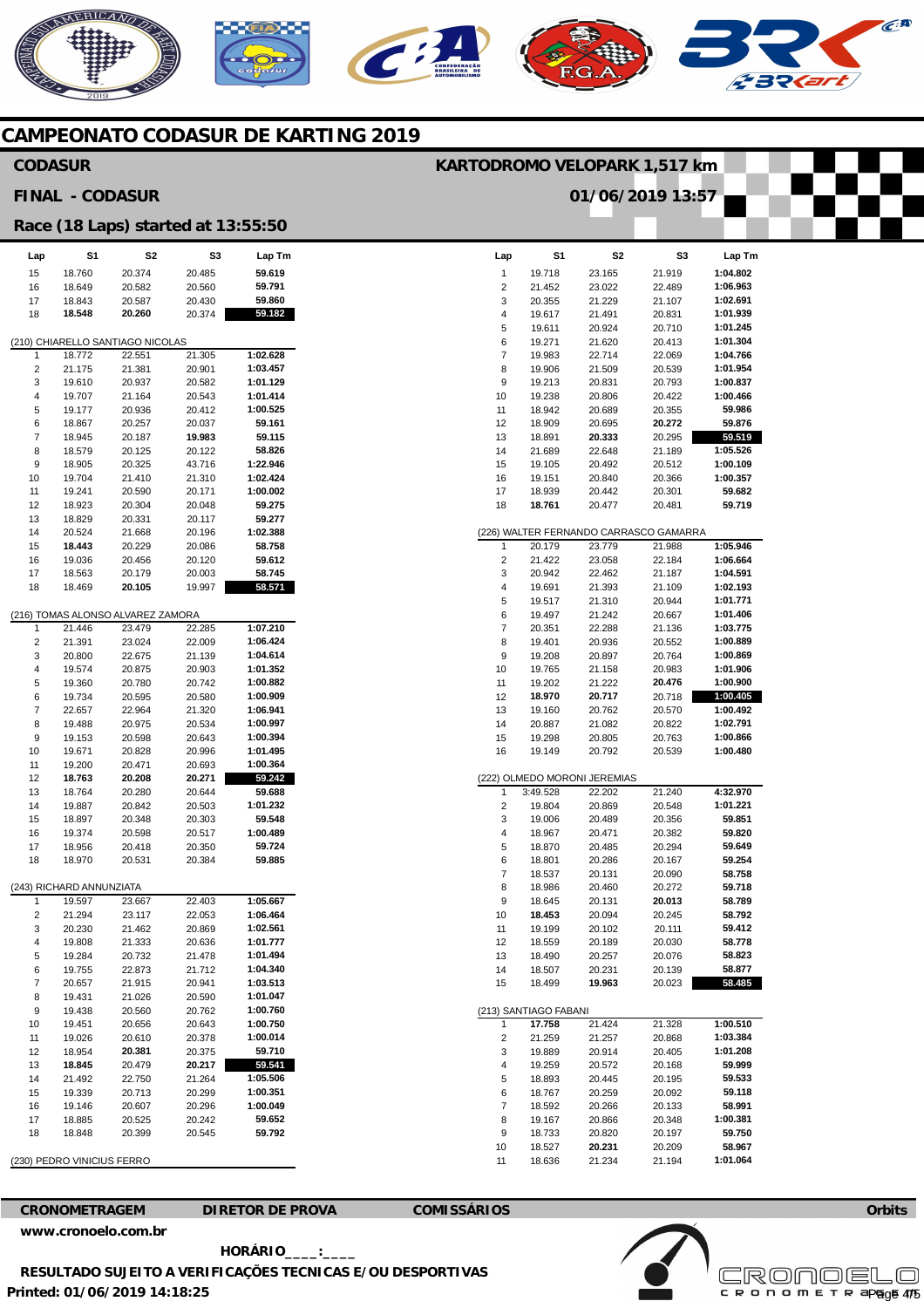# CAMPEONATO CODASUR DE KARTING 2019

## CODASUR

**KARTODROMO VELOPARK 1,517 km**

## FINAL - CODASUR

**01/06/2019 13:57**

## Race (18 Laps) started at 13:55:50

| Lap | S1 | S2 | S3 | Lap Tm |
|---|---|---|---|---|
| 15 | 18.760 | 20.374 | 20.485 | 59.619 |
| 16 | 18.649 | 20.582 | 20.560 | 59.791 |
| 17 | 18.843 | 20.587 | 20.430 | 59.860 |
| 18 | **18.548** | **20.260** | 20.374 | **59.182** |

(210) CHIARELLO SANTIAGO NICOLAS

| Lap | S1 | S2 | S3 | Lap Tm |
|---|---|---|---|---|
| 1 | 18.772 | 22.551 | 21.305 | 1:02.628 |
| 2 | 21.175 | 21.381 | 20.901 | 1:03.457 |
| 3 | 19.610 | 20.937 | 20.582 | 1:01.129 |
| 4 | 19.707 | 21.164 | 20.543 | 1:01.414 |
| 5 | 19.177 | 20.936 | 20.412 | 1:00.525 |
| 6 | 18.867 | 20.257 | 20.037 | 59.161 |
| 7 | 18.945 | 20.187 | **19.983** | 59.115 |
| 8 | 18.579 | 20.125 | 20.122 | 58.826 |
| 9 | 18.905 | 20.325 | 43.716 | 1:22.946 |
| 10 | 19.704 | 21.410 | 21.310 | 1:02.424 |
| 11 | 19.241 | 20.590 | 20.171 | 1:00.002 |
| 12 | 18.923 | 20.304 | 20.048 | 59.275 |
| 13 | 18.829 | 20.331 | 20.117 | 59.277 |
| 14 | 20.524 | 21.668 | 20.196 | 1:02.388 |
| 15 | **18.443** | 20.229 | 20.086 | 58.758 |
| 16 | 19.036 | 20.456 | 20.120 | 59.612 |
| 17 | 18.563 | 20.179 | 20.003 | 58.745 |
| 18 | 18.469 | **20.105** | 19.997 | **58.571** |

(216) TOMAS ALONSO ALVAREZ ZAMORA

| Lap | S1 | S2 | S3 | Lap Tm |
|---|---|---|---|---|
| 1 | 21.446 | 23.479 | 22.285 | 1:07.210 |
| 2 | 21.391 | 23.024 | 22.009 | 1:06.424 |
| 3 | 20.800 | 22.675 | 21.139 | 1:04.614 |
| 4 | 19.574 | 20.875 | 20.903 | 1:01.352 |
| 5 | 19.360 | 20.780 | 20.742 | 1:00.882 |
| 6 | 19.734 | 20.595 | 20.580 | 1:00.909 |
| 7 | 22.657 | 22.964 | 21.320 | 1:06.941 |
| 8 | 19.488 | 20.975 | 20.534 | 1:00.997 |
| 9 | 19.153 | 20.598 | 20.643 | 1:00.394 |
| 10 | 19.671 | 20.828 | 20.996 | 1:01.495 |
| 11 | 19.200 | 20.471 | 20.693 | 1:00.364 |
| 12 | **18.763** | **20.208** | **20.271** | **59.242** |
| 13 | 18.764 | 20.280 | 20.644 | 59.688 |
| 14 | 19.887 | 20.842 | 20.503 | 1:01.232 |
| 15 | 18.897 | 20.348 | 20.303 | 59.548 |
| 16 | 19.374 | 20.598 | 20.517 | 1:00.489 |
| 17 | 18.956 | 20.418 | 20.350 | 59.724 |
| 18 | 18.970 | 20.531 | 20.384 | 59.885 |

(243) RICHARD ANNUNZIATA

| Lap | S1 | S2 | S3 | Lap Tm |
|---|---|---|---|---|
| 1 | 19.597 | 23.667 | 22.403 | 1:05.667 |
| 2 | 21.294 | 23.117 | 22.053 | 1:06.464 |
| 3 | 20.230 | 21.462 | 20.869 | 1:02.561 |
| 4 | 19.808 | 21.333 | 20.636 | 1:01.777 |
| 5 | 19.284 | 20.732 | 21.478 | 1:01.494 |
| 6 | 19.755 | 22.873 | 21.712 | 1:04.340 |
| 7 | 20.657 | 21.915 | 20.941 | 1:03.513 |
| 8 | 19.431 | 21.026 | 20.590 | 1:01.047 |
| 9 | 19.438 | 20.560 | 20.762 | 1:00.760 |
| 10 | 19.451 | 20.656 | 20.643 | 1:00.750 |
| 11 | 19.026 | 20.610 | 20.378 | 1:00.014 |
| 12 | 18.954 | **20.381** | 20.375 | 59.710 |
| 13 | **18.845** | 20.479 | **20.217** | **59.541** |
| 14 | 21.492 | 22.750 | 21.264 | 1:05.506 |
| 15 | 19.339 | 20.713 | 20.299 | 1:00.351 |
| 16 | 19.146 | 20.607 | 20.296 | 1:00.049 |
| 17 | 18.885 | 20.525 | 20.242 | 59.652 |
| 18 | 18.848 | 20.399 | 20.545 | 59.792 |

(230) PEDRO VINICIUS FERRO

| Lap | S1 | S2 | S3 | Lap Tm |
|---|---|---|---|---|
| 1 | 19.718 | 23.165 | 21.919 | 1:04.802 |
| 2 | 21.452 | 23.022 | 22.489 | 1:06.963 |
| 3 | 20.355 | 21.229 | 21.107 | 1:02.691 |
| 4 | 19.617 | 21.491 | 20.831 | 1:01.939 |
| 5 | 19.611 | 20.924 | 20.710 | 1:01.245 |
| 6 | 19.271 | 21.620 | 20.413 | 1:01.304 |
| 7 | 19.983 | 22.714 | 22.069 | 1:04.766 |
| 8 | 19.906 | 21.509 | 20.539 | 1:01.954 |
| 9 | 19.213 | 20.831 | 20.793 | 1:00.837 |
| 10 | 19.238 | 20.806 | 20.422 | 1:00.466 |
| 11 | 18.942 | 20.689 | 20.355 | 59.986 |
| 12 | 18.909 | 20.695 | **20.272** | 59.876 |
| 13 | 18.891 | **20.333** | 20.295 | **59.519** |
| 14 | 21.689 | 22.648 | 21.189 | 1:05.526 |
| 15 | 19.105 | 20.492 | 20.512 | 1:00.109 |
| 16 | 19.151 | 20.840 | 20.366 | 1:00.357 |
| 17 | 18.939 | 20.442 | 20.301 | 59.682 |
| 18 | **18.761** | 20.477 | 20.481 | 59.719 |

(226) WALTER FERNANDO CARRASCO GAMARRA

| Lap | S1 | S2 | S3 | Lap Tm |
|---|---|---|---|---|
| 1 | 20.179 | 23.779 | 21.988 | 1:05.946 |
| 2 | 21.422 | 23.058 | 22.184 | 1:06.664 |
| 3 | 20.942 | 22.462 | 21.187 | 1:04.591 |
| 4 | 19.691 | 21.393 | 21.109 | 1:02.193 |
| 5 | 19.517 | 21.310 | 20.944 | 1:01.771 |
| 6 | 19.497 | 21.242 | 20.667 | 1:01.406 |
| 7 | 20.351 | 22.288 | 21.136 | 1:03.775 |
| 8 | 19.401 | 20.936 | 20.552 | 1:00.889 |
| 9 | 19.208 | 20.897 | 20.764 | 1:00.869 |
| 10 | 19.765 | 21.158 | 20.983 | 1:01.906 |
| 11 | 19.202 | 21.222 | **20.476** | 1:00.900 |
| 12 | **18.970** | **20.717** | 20.718 | **1:00.405** |
| 13 | 19.160 | 20.762 | 20.570 | 1:00.492 |
| 14 | 20.887 | 21.082 | 20.822 | 1:02.791 |
| 15 | 19.298 | 20.805 | 20.763 | 1:00.866 |
| 16 | 19.149 | 20.792 | 20.539 | 1:00.480 |

(222) OLMEDO MORONI JEREMIAS

| Lap | S1 | S2 | S3 | Lap Tm |
|---|---|---|---|---|
| 1 | 3:49.528 | 22.202 | 21.240 | 4:32.970 |
| 2 | 19.804 | 20.869 | 20.548 | 1:01.221 |
| 3 | 19.006 | 20.489 | 20.356 | 59.851 |
| 4 | 18.967 | 20.471 | 20.382 | 59.820 |
| 5 | 18.870 | 20.485 | 20.294 | 59.649 |
| 6 | 18.801 | 20.286 | 20.167 | 59.254 |
| 7 | 18.537 | 20.131 | 20.090 | 58.758 |
| 8 | 18.986 | 20.460 | 20.272 | 59.718 |
| 9 | 18.645 | 20.131 | **20.013** | 58.789 |
| 10 | **18.453** | 20.094 | 20.245 | 58.792 |
| 11 | 19.199 | 20.102 | 20.111 | 59.412 |
| 12 | 18.559 | 20.189 | 20.030 | 58.778 |
| 13 | 18.490 | 20.257 | 20.076 | 58.823 |
| 14 | 18.507 | 20.231 | 20.139 | 58.877 |
| 15 | 18.499 | **19.963** | 20.023 | **58.485** |

(213) SANTIAGO FABANI

| Lap | S1 | S2 | S3 | Lap Tm |
|---|---|---|---|---|
| 1 | **17.758** | 21.424 | 21.328 | 1:00.510 |
| 2 | 21.259 | 21.257 | 20.868 | 1:03.384 |
| 3 | 19.889 | 20.914 | 20.405 | 1:01.208 |
| 4 | 19.259 | 20.572 | 20.168 | 59.999 |
| 5 | 18.893 | 20.445 | 20.195 | 59.533 |
| 6 | 18.767 | 20.259 | 20.092 | 59.118 |
| 7 | 18.592 | 20.266 | 20.133 | 58.991 |
| 8 | 19.167 | 20.866 | 20.348 | 1:00.381 |
| 9 | 18.733 | 20.820 | 20.197 | 59.750 |
| 10 | 18.527 | **20.231** | 20.209 | 58.967 |
| 11 | 18.636 | 21.234 | 21.194 | 1:01.064 |

**CRONOMETRAGEM** **DIRETOR DE PROVA** **COMISSÁRIOS** **Orbits**

**www.cronoelo.com.br**

**HORÁRIO____:____**

**RESULTADO SUJEITO A VERIFICAÇÕES TECNICAS E/OU DESPORTIVAS**

**Printed: 01/06/2019 14:18:25**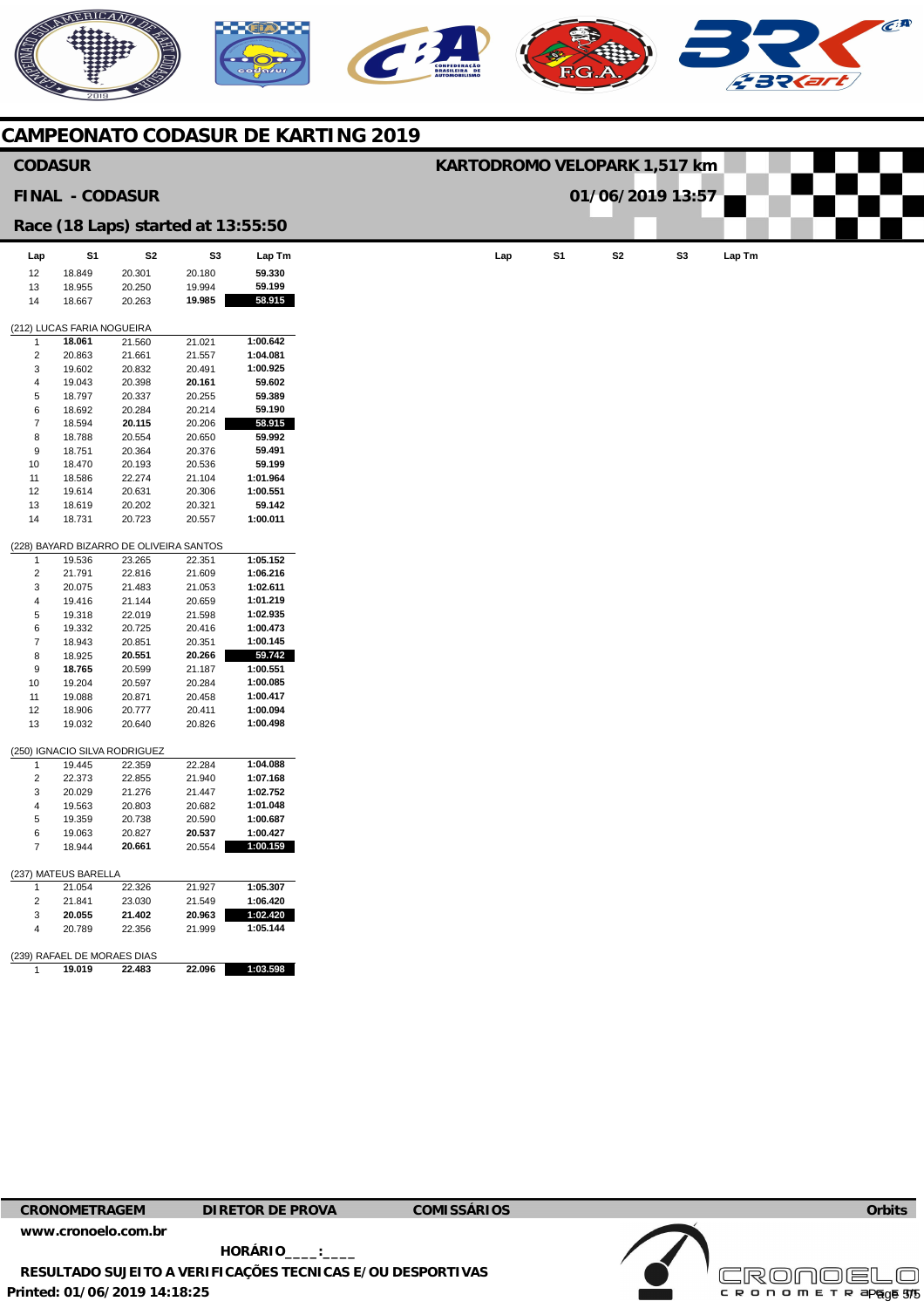# CAMPEONATO CODASUR DE KARTING 2019

**CODASUR** — **KARTODROMO VELOPARK 1,517 km**

**FINAL - CODASUR** — **01/06/2019 13:57**

**Race (18 Laps) started at 13:55:50**

| Lap | S1 | S2 | S3 | Lap Tm |
|---|---|---|---|---|
| 12 | 18.849 | 20.301 | 20.180 | **59.330** |
| 13 | 18.955 | 20.250 | 19.994 | **59.199** |
| 14 | 18.667 | 20.263 | **19.985** | **58.915** |

(212) LUCAS FARIA NOGUEIRA

| Lap | S1 | S2 | S3 | Lap Tm |
|---|---|---|---|---|
| 1 | **18.061** | 21.560 | 21.021 | **1:00.642** |
| 2 | 20.863 | 21.661 | 21.557 | **1:04.081** |
| 3 | 19.602 | 20.832 | 20.491 | **1:00.925** |
| 4 | 19.043 | 20.398 | **20.161** | **59.602** |
| 5 | 18.797 | 20.337 | 20.255 | **59.389** |
| 6 | 18.692 | 20.284 | 20.214 | **59.190** |
| 7 | 18.594 | **20.115** | 20.206 | **58.915** |
| 8 | 18.788 | 20.554 | 20.650 | **59.992** |
| 9 | 18.751 | 20.364 | 20.376 | **59.491** |
| 10 | 18.470 | 20.193 | 20.536 | **59.199** |
| 11 | 18.586 | 22.274 | 21.104 | **1:01.964** |
| 12 | 19.614 | 20.631 | 20.306 | **1:00.551** |
| 13 | 18.619 | 20.202 | 20.321 | **59.142** |
| 14 | 18.731 | 20.723 | 20.557 | **1:00.011** |

(228) BAYARD BIZARRO DE OLIVEIRA SANTOS

| Lap | S1 | S2 | S3 | Lap Tm |
|---|---|---|---|---|
| 1 | 19.536 | 23.265 | 22.351 | **1:05.152** |
| 2 | 21.791 | 22.816 | 21.609 | **1:06.216** |
| 3 | 20.075 | 21.483 | 21.053 | **1:02.611** |
| 4 | 19.416 | 21.144 | 20.659 | **1:01.219** |
| 5 | 19.318 | 22.019 | 21.598 | **1:02.935** |
| 6 | 19.332 | 20.725 | 20.416 | **1:00.473** |
| 7 | 18.943 | 20.851 | 20.351 | **1:00.145** |
| 8 | 18.925 | **20.551** | **20.266** | **59.742** |
| 9 | **18.765** | 20.599 | 21.187 | **1:00.551** |
| 10 | 19.204 | 20.597 | 20.284 | **1:00.085** |
| 11 | 19.088 | 20.871 | 20.458 | **1:00.417** |
| 12 | 18.906 | 20.777 | 20.411 | **1:00.094** |
| 13 | 19.032 | 20.640 | 20.826 | **1:00.498** |

(250) IGNACIO SILVA RODRIGUEZ

| Lap | S1 | S2 | S3 | Lap Tm |
|---|---|---|---|---|
| 1 | 19.445 | 22.359 | 22.284 | **1:04.088** |
| 2 | 22.373 | 22.855 | 21.940 | **1:07.168** |
| 3 | 20.029 | 21.276 | 21.447 | **1:02.752** |
| 4 | 19.563 | 20.803 | 20.682 | **1:01.048** |
| 5 | 19.359 | 20.738 | 20.590 | **1:00.687** |
| 6 | 19.063 | 20.827 | **20.537** | **1:00.427** |
| 7 | 18.944 | **20.661** | 20.554 | **1:00.159** |

(237) MATEUS BARELLA

| Lap | S1 | S2 | S3 | Lap Tm |
|---|---|---|---|---|
| 1 | 21.054 | 22.326 | 21.927 | **1:05.307** |
| 2 | 21.841 | 23.030 | 21.549 | **1:06.420** |
| 3 | **20.055** | **21.402** | **20.963** | **1:02.420** |
| 4 | 20.789 | 22.356 | 21.999 | **1:05.144** |

(239) RAFAEL DE MORAES DIAS

| Lap | S1 | S2 | S3 | Lap Tm |
|---|---|---|---|---|
| 1 | **19.019** | **22.483** | **22.096** | **1:03.598** |

**CRONOMETRAGEM** **DIRETOR DE PROVA** **COMISSÁRIOS** **Orbits**

**www.cronoelo.com.br**

**HORÁRIO____:____**

**RESULTADO SUJEITO A VERIFICAÇÕES TECNICAS E/OU DESPORTIVAS**

**Printed: 01/06/2019 14:18:25**